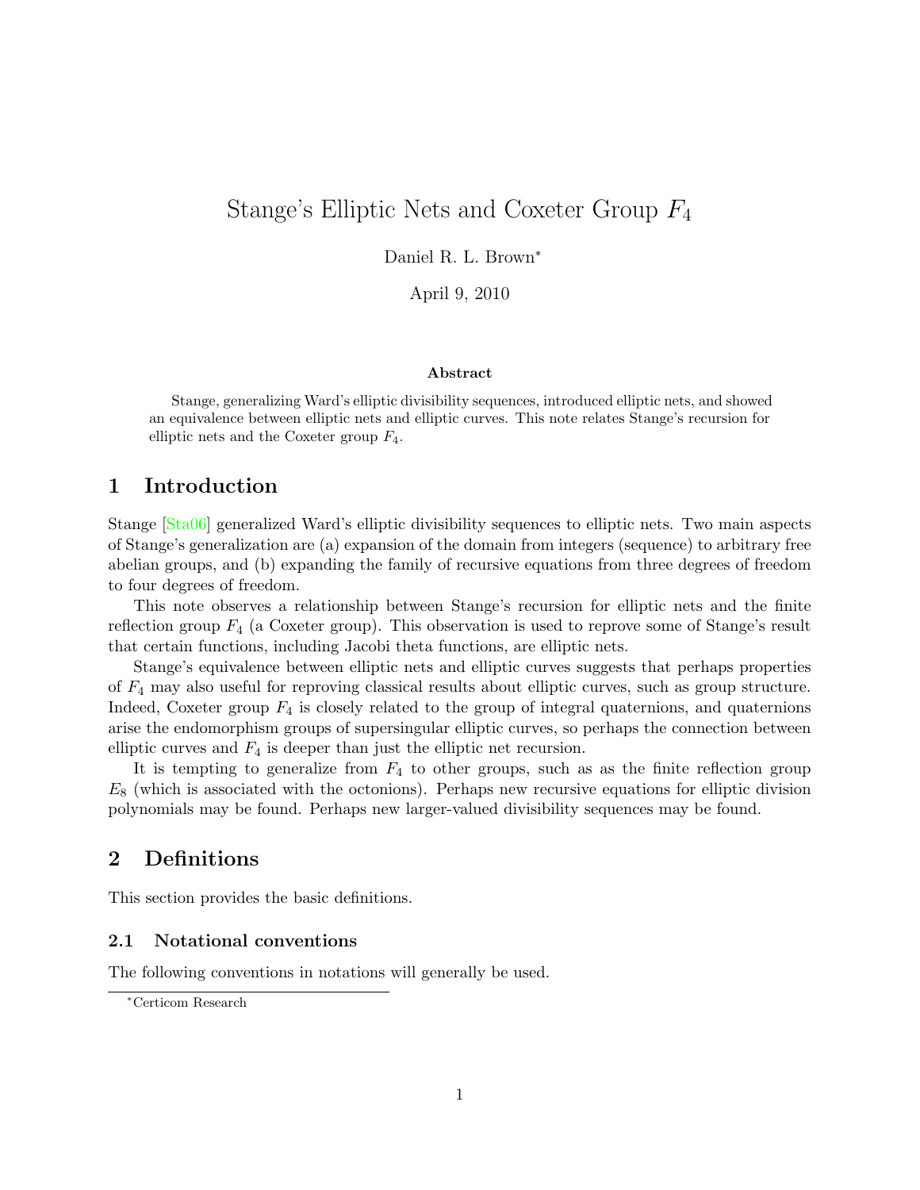# Stange's Elliptic Nets and Coxeter Group $F_4$

Daniel R. L. Brown[*]

April 9, 2010

**Abstract**

Stange, generalizing Ward's elliptic divisibility sequences, introduced elliptic nets, and showed an equivalence between elliptic nets and elliptic curves. This note relates Stange's recursion for elliptic nets and the Coxeter group $F_4$.

## 1 Introduction

Stange [Sta06] generalized Ward's elliptic divisibility sequences to elliptic nets. Two main aspects of Stange's generalization are (a) expansion of the domain from integers (sequence) to arbitrary free abelian groups, and (b) expanding the family of recursive equations from three degrees of freedom to four degrees of freedom.

This note observes a relationship between Stange's recursion for elliptic nets and the finite reflection group $F_4$ (a Coxeter group). This observation is used to reprove some of Stange's result that certain functions, including Jacobi theta functions, are elliptic nets.

Stange's equivalence between elliptic nets and elliptic curves suggests that perhaps properties of $F_4$ may also useful for reproving classical results about elliptic curves, such as group structure. Indeed, Coxeter group $F_4$ is closely related to the group of integral quaternions, and quaternions arise the endomorphism groups of supersingular elliptic curves, so perhaps the connection between elliptic curves and $F_4$ is deeper than just the elliptic net recursion.

It is tempting to generalize from $F_4$ to other groups, such as as the finite reflection group $E_8$ (which is associated with the octonions). Perhaps new recursive equations for elliptic division polynomials may be found. Perhaps new larger-valued divisibility sequences may be found.

## 2 Definitions

This section provides the basic definitions.

### 2.1 Notational conventions

The following conventions in notations will generally be used.

[*] Certicom Research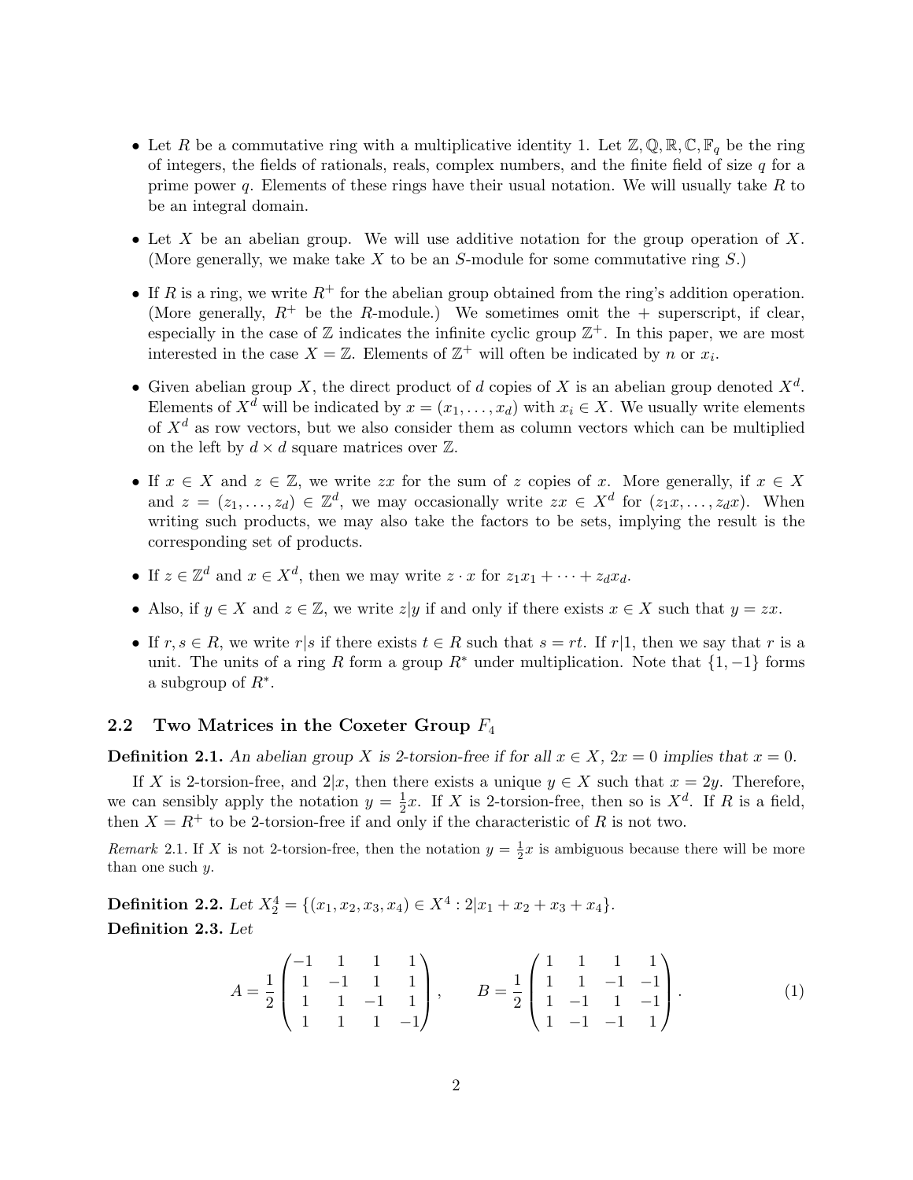- Let $R$ be a commutative ring with a multiplicative identity 1. Let $\mathbb{Z}, \mathbb{Q}, \mathbb{R}, \mathbb{C}, \mathbb{F}_q$ be the ring of integers, the fields of rationals, reals, complex numbers, and the finite field of size $q$ for a prime power $q$. Elements of these rings have their usual notation. We will usually take $R$ to be an integral domain.

- Let $X$ be an abelian group. We will use additive notation for the group operation of $X$. (More generally, we make take $X$ to be an $S$-module for some commutative ring $S$.)

- If $R$ is a ring, we write $R^+$ for the abelian group obtained from the ring's addition operation. (More generally, $R^+$ be the $R$-module.) We sometimes omit the + superscript, if clear, especially in the case of $\mathbb{Z}$ indicates the infinite cyclic group $\mathbb{Z}^+$. In this paper, we are most interested in the case $X = \mathbb{Z}$. Elements of $\mathbb{Z}^+$ will often be indicated by $n$ or $x_i$.

- Given abelian group $X$, the direct product of $d$ copies of $X$ is an abelian group denoted $X^d$. Elements of $X^d$ will be indicated by $x = (x_1, \ldots, x_d)$ with $x_i \in X$. We usually write elements of $X^d$ as row vectors, but we also consider them as column vectors which can be multiplied on the left by $d \times d$ square matrices over $\mathbb{Z}$.

- If $x \in X$ and $z \in \mathbb{Z}$, we write $zx$ for the sum of $z$ copies of $x$. More generally, if $x \in X$ and $z = (z_1, \ldots, z_d) \in \mathbb{Z}^d$, we may occasionally write $zx \in X^d$ for $(z_1 x, \ldots, z_d x)$. When writing such products, we may also take the factors to be sets, implying the result is the corresponding set of products.

- If $z \in \mathbb{Z}^d$ and $x \in X^d$, then we may write $z \cdot x$ for $z_1 x_1 + \cdots + z_d x_d$.

- Also, if $y \in X$ and $z \in \mathbb{Z}$, we write $z|y$ if and only if there exists $x \in X$ such that $y = zx$.

- If $r, s \in R$, we write $r|s$ if there exists $t \in R$ such that $s = rt$. If $r|1$, then we say that $r$ is a unit. The units of a ring $R$ form a group $R^*$ under multiplication. Note that $\{1, -1\}$ forms a subgroup of $R^*$.

## 2.2 Two Matrices in the Coxeter Group $F_4$

**Definition 2.1.** *An abelian group $X$ is 2-torsion-free if for all $x \in X$, $2x = 0$ implies that $x = 0$.*

If $X$ is 2-torsion-free, and $2|x$, then there exists a unique $y \in X$ such that $x = 2y$. Therefore, we can sensibly apply the notation $y = \frac{1}{2}x$. If $X$ is 2-torsion-free, then so is $X^d$. If $R$ is a field, then $X = R^+$ to be 2-torsion-free if and only if the characteristic of $R$ is not two.

*Remark* 2.1. If $X$ is not 2-torsion-free, then the notation $y = \frac{1}{2}x$ is ambiguous because there will be more than one such $y$.

**Definition 2.2.** *Let $X_2^4 = \{(x_1, x_2, x_3, x_4) \in X^4 : 2|x_1 + x_2 + x_3 + x_4\}$.*

**Definition 2.3.** *Let*

$$A = \frac{1}{2}\begin{pmatrix} -1 & 1 & 1 & 1 \\ 1 & -1 & 1 & 1 \\ 1 & 1 & -1 & 1 \\ 1 & 1 & 1 & -1 \end{pmatrix}, \qquad B = \frac{1}{2}\begin{pmatrix} 1 & 1 & 1 & 1 \\ 1 & 1 & -1 & -1 \\ 1 & -1 & 1 & -1 \\ 1 & -1 & -1 & 1 \end{pmatrix}. \tag{1}$$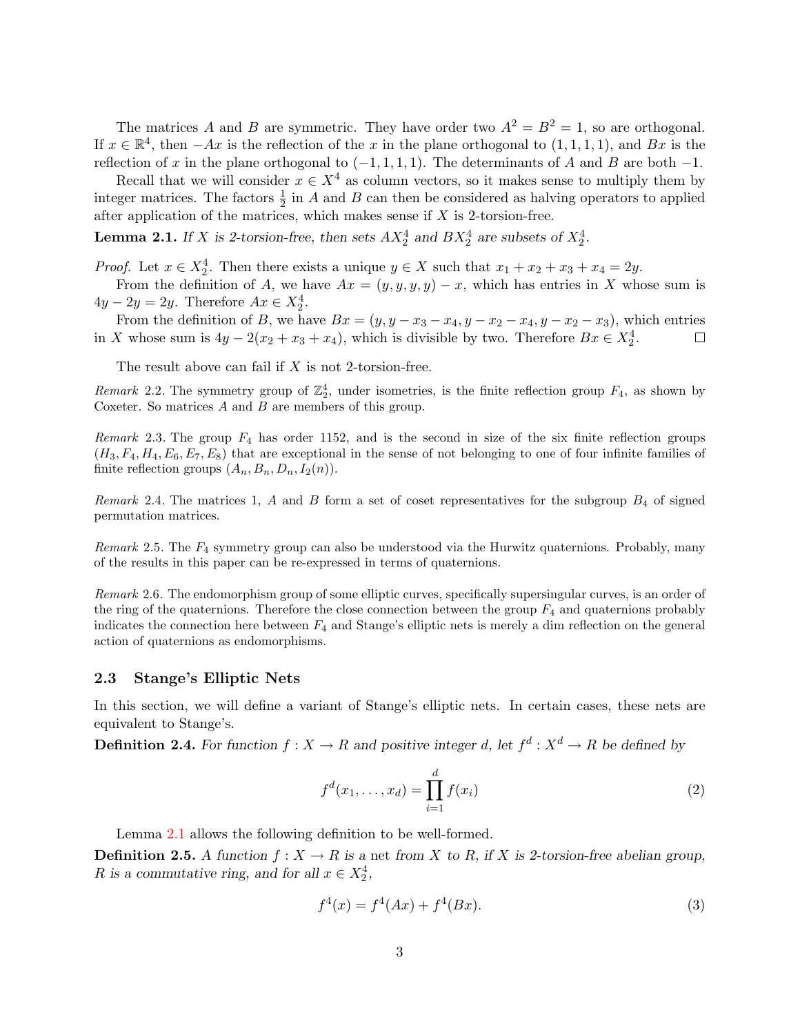The matrices $A$ and $B$ are symmetric. They have order two $A^2 = B^2 = 1$, so are orthogonal. If $x \in \mathbb{R}^4$, then $-Ax$ is the reflection of the $x$ in the plane orthogonal to $(1, 1, 1, 1)$, and $Bx$ is the reflection of $x$ in the plane orthogonal to $(-1, 1, 1, 1)$. The determinants of $A$ and $B$ are both $-1$.

Recall that we will consider $x \in X^4$ as column vectors, so it makes sense to multiply them by integer matrices. The factors $\frac{1}{2}$ in $A$ and $B$ can then be considered as halving operators to applied after application of the matrices, which makes sense if $X$ is 2-torsion-free.

**Lemma 2.1.** *If $X$ is 2-torsion-free, then sets $AX_2^4$ and $BX_2^4$ are subsets of $X_2^4$.*

*Proof.* Let $x \in X_2^4$. Then there exists a unique $y \in X$ such that $x_1 + x_2 + x_3 + x_4 = 2y$.

From the definition of $A$, we have $Ax = (y, y, y, y) - x$, which has entries in $X$ whose sum is $4y - 2y = 2y$. Therefore $Ax \in X_2^4$.

From the definition of $B$, we have $Bx = (y, y - x_3 - x_4, y - x_2 - x_4, y - x_2 - x_3)$, which entries in $X$ whose sum is $4y - 2(x_2 + x_3 + x_4)$, which is divisible by two. Therefore $Bx \in X_2^4$. □

The result above can fail if $X$ is not 2-torsion-free.

*Remark* 2.2. The symmetry group of $\mathbb{Z}_2^4$, under isometries, is the finite reflection group $F_4$, as shown by Coxeter. So matrices $A$ and $B$ are members of this group.

*Remark* 2.3. The group $F_4$ has order 1152, and is the second in size of the six finite reflection groups $(H_3, F_4, H_4, E_6, E_7, E_8)$ that are exceptional in the sense of not belonging to one of four infinite families of finite reflection groups $(A_n, B_n, D_n, I_2(n))$.

*Remark* 2.4. The matrices 1, $A$ and $B$ form a set of coset representatives for the subgroup $B_4$ of signed permutation matrices.

*Remark* 2.5. The $F_4$ symmetry group can also be understood via the Hurwitz quaternions. Probably, many of the results in this paper can be re-expressed in terms of quaternions.

*Remark* 2.6. The endomorphism group of some elliptic curves, specifically supersingular curves, is an order of the ring of the quaternions. Therefore the close connection between the group $F_4$ and quaternions probably indicates the connection here between $F_4$ and Stange's elliptic nets is merely a dim reflection on the general action of quaternions as endomorphisms.

### 2.3 Stange's Elliptic Nets

In this section, we will define a variant of Stange's elliptic nets. In certain cases, these nets are equivalent to Stange's.

**Definition 2.4.** *For function $f : X \to R$ and positive integer $d$, let $f^d : X^d \to R$ be defined by*

$$f^d(x_1, \ldots, x_d) = \prod_{i=1}^{d} f(x_i) \tag{2}$$

Lemma 2.1 allows the following definition to be well-formed.

**Definition 2.5.** *A function $f : X \to R$ is a* net *from $X$ to $R$, if $X$ is 2-torsion-free abelian group, $R$ is a commutative ring, and for all $x \in X_2^4$,*

$$f^4(x) = f^4(Ax) + f^4(Bx). \tag{3}$$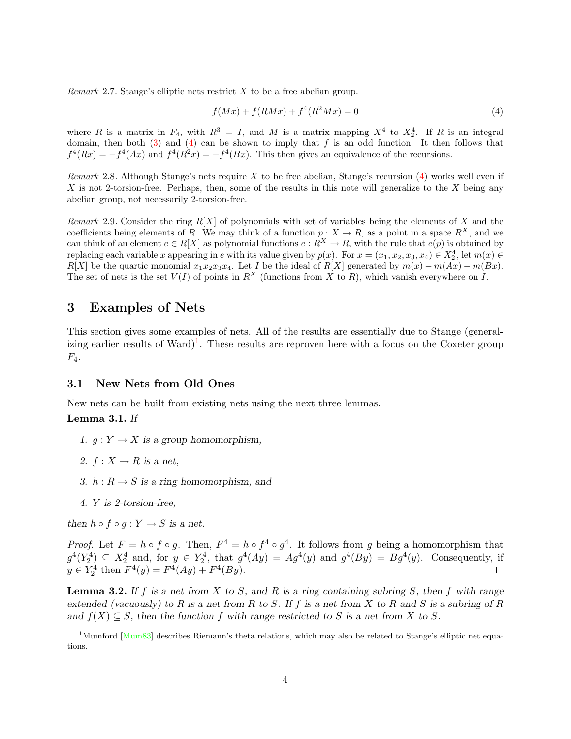*Remark* 2.7. Stange's elliptic nets restrict $X$ to be a free abelian group.

$$f(Mx) + f(RMx) + f^4(R^2Mx) = 0 \tag{4}$$

where $R$ is a matrix in $F_4$, with $R^3 = I$, and $M$ is a matrix mapping $X^4$ to $X_2^4$. If $R$ is an integral domain, then both (3) and (4) can be shown to imply that $f$ is an odd function. It then follows that $f^4(Rx) = -f^4(Ax)$ and $f^4(R^2x) = -f^4(Bx)$. This then gives an equivalence of the recursions.

*Remark* 2.8. Although Stange's nets require $X$ to be free abelian, Stange's recursion (4) works well even if $X$ is not 2-torsion-free. Perhaps, then, some of the results in this note will generalize to the $X$ being any abelian group, not necessarily 2-torsion-free.

*Remark* 2.9. Consider the ring $R[X]$ of polynomials with set of variables being the elements of $X$ and the coefficients being elements of $R$. We may think of a function $p : X \to R$, as a point in a space $R^X$, and we can think of an element $e \in R[X]$ as polynomial functions $e : R^X \to R$, with the rule that $e(p)$ is obtained by replacing each variable $x$ appearing in $e$ with its value given by $p(x)$. For $x = (x_1, x_2, x_3, x_4) \in X_2^4$, let $m(x) \in R[X]$ be the quartic monomial $x_1x_2x_3x_4$. Let $I$ be the ideal of $R[X]$ generated by $m(x) - m(Ax) - m(Bx)$. The set of nets is the set $V(I)$ of points in $R^X$ (functions from $X$ to $R$), which vanish everywhere on $I$.

# 3 Examples of Nets

This section gives some examples of nets. All of the results are essentially due to Stange (generalizing earlier results of Ward)[1]. These results are reproven here with a focus on the Coxeter group $F_4$.

## 3.1 New Nets from Old Ones

New nets can be built from existing nets using the next three lemmas.

**Lemma 3.1.** *If*

1. *$g : Y \to X$ is a group homomorphism,*
2. *$f : X \to R$ is a net,*
3. *$h : R \to S$ is a ring homomorphism, and*
4. *$Y$ is 2-torsion-free,*

*then $h \circ f \circ g : Y \to S$ is a net.*

*Proof.* Let $F = h \circ f \circ g$. Then, $F^4 = h \circ f^4 \circ g^4$. It follows from $g$ being a homomorphism that $g^4(Y_2^4) \subseteq X_2^4$ and, for $y \in Y_2^4$, that $g^4(Ay) = Ag^4(y)$ and $g^4(By) = Bg^4(y)$. Consequently, if $y \in Y_2^4$ then $F^4(y) = F^4(Ay) + F^4(By)$. □

**Lemma 3.2.** *If $f$ is a net from $X$ to $S$, and $R$ is a ring containing subring $S$, then $f$ with range extended (vacuously) to $R$ is a net from $R$ to $S$. If $f$ is a net from $X$ to $R$ and $S$ is a subring of $R$ and $f(X) \subseteq S$, then the function $f$ with range restricted to $S$ is a net from $X$ to $S$.*

[1] Mumford [Mum83] describes Riemann's theta relations, which may also be related to Stange's elliptic net equations.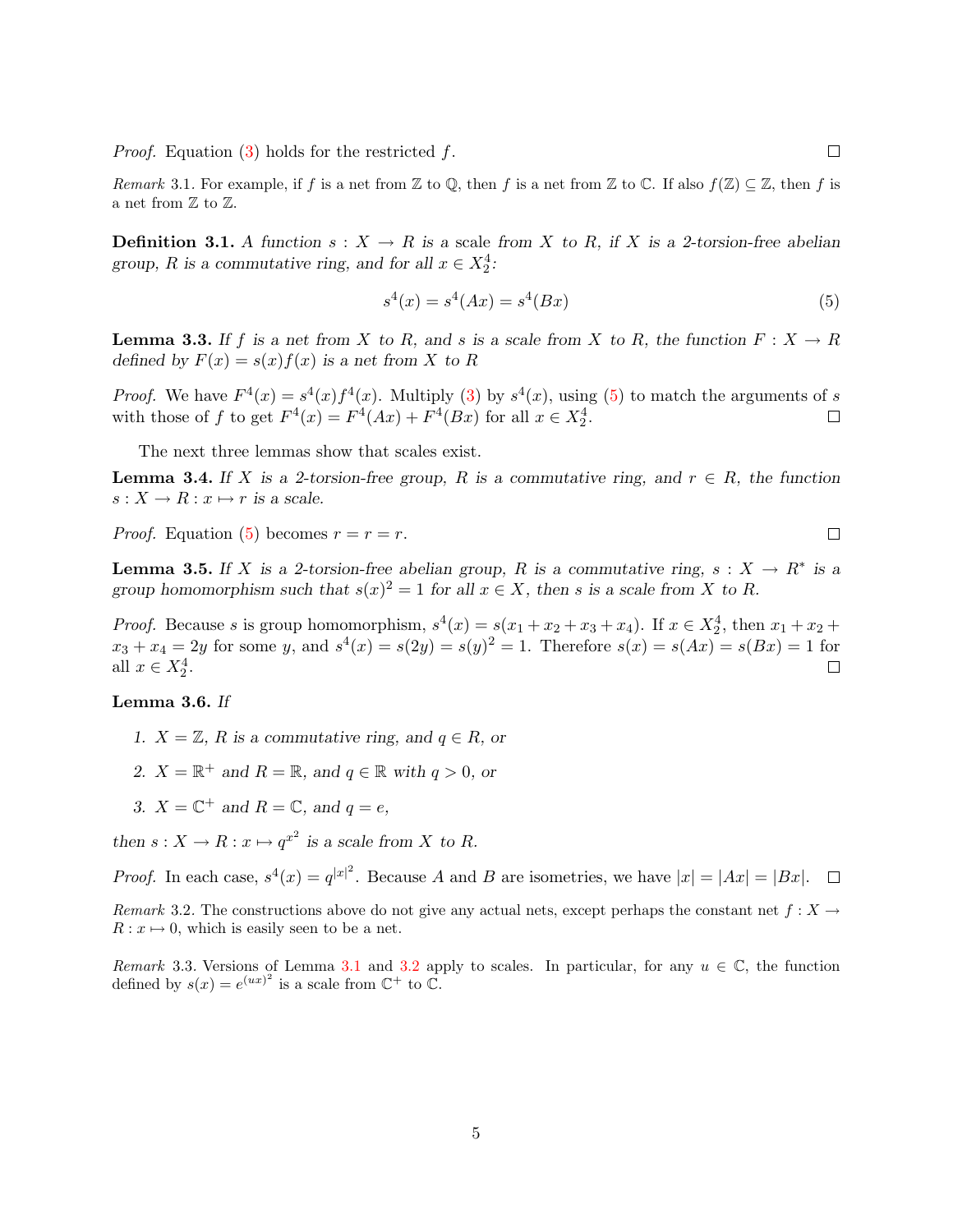*Proof.* Equation (3) holds for the restricted $f$. ∎

*Remark* 3.1. For example, if $f$ is a net from $\mathbb{Z}$ to $\mathbb{Q}$, then $f$ is a net from $\mathbb{Z}$ to $\mathbb{C}$. If also $f(\mathbb{Z}) \subseteq \mathbb{Z}$, then $f$ is a net from $\mathbb{Z}$ to $\mathbb{Z}$.

**Definition 3.1.** *A function $s : X \to R$ is a* scale *from $X$ to $R$, if $X$ is a 2-torsion-free abelian group, $R$ is a commutative ring, and for all $x \in X_2^4$:*

$$s^4(x) = s^4(Ax) = s^4(Bx) \tag{5}$$

**Lemma 3.3.** *If $f$ is a net from $X$ to $R$, and $s$ is a scale from $X$ to $R$, the function $F : X \to R$ defined by $F(x) = s(x)f(x)$ is a net from $X$ to $R$*

*Proof.* We have $F^4(x) = s^4(x)f^4(x)$. Multiply (3) by $s^4(x)$, using (5) to match the arguments of $s$ with those of $f$ to get $F^4(x) = F^4(Ax) + F^4(Bx)$ for all $x \in X_2^4$. ∎

The next three lemmas show that scales exist.

**Lemma 3.4.** *If $X$ is a 2-torsion-free group, $R$ is a commutative ring, and $r \in R$, the function $s : X \to R : x \mapsto r$ is a scale.*

*Proof.* Equation (5) becomes $r = r = r$. ∎

**Lemma 3.5.** *If $X$ is a 2-torsion-free abelian group, $R$ is a commutative ring, $s : X \to R^*$ is a group homomorphism such that $s(x)^2 = 1$ for all $x \in X$, then $s$ is a scale from $X$ to $R$.*

*Proof.* Because $s$ is group homomorphism, $s^4(x) = s(x_1 + x_2 + x_3 + x_4)$. If $x \in X_2^4$, then $x_1 + x_2 + x_3 + x_4 = 2y$ for some $y$, and $s^4(x) = s(2y) = s(y)^2 = 1$. Therefore $s(x) = s(Ax) = s(Bx) = 1$ for all $x \in X_2^4$. ∎

**Lemma 3.6.** *If*

1. *$X = \mathbb{Z}$, $R$ is a commutative ring, and $q \in R$, or*
2. *$X = \mathbb{R}^+$ and $R = \mathbb{R}$, and $q \in \mathbb{R}$ with $q > 0$, or*
3. *$X = \mathbb{C}^+$ and $R = \mathbb{C}$, and $q = e$,*

*then $s : X \to R : x \mapsto q^{x^2}$ is a scale from $X$ to $R$.*

*Proof.* In each case, $s^4(x) = q^{|x|^2}$. Because $A$ and $B$ are isometries, we have $|x| = |Ax| = |Bx|$. ∎

*Remark* 3.2. The constructions above do not give any actual nets, except perhaps the constant net $f : X \to R : x \mapsto 0$, which is easily seen to be a net.

*Remark* 3.3. Versions of Lemma 3.1 and 3.2 apply to scales. In particular, for any $u \in \mathbb{C}$, the function defined by $s(x) = e^{(ux)^2}$ is a scale from $\mathbb{C}^+$ to $\mathbb{C}$.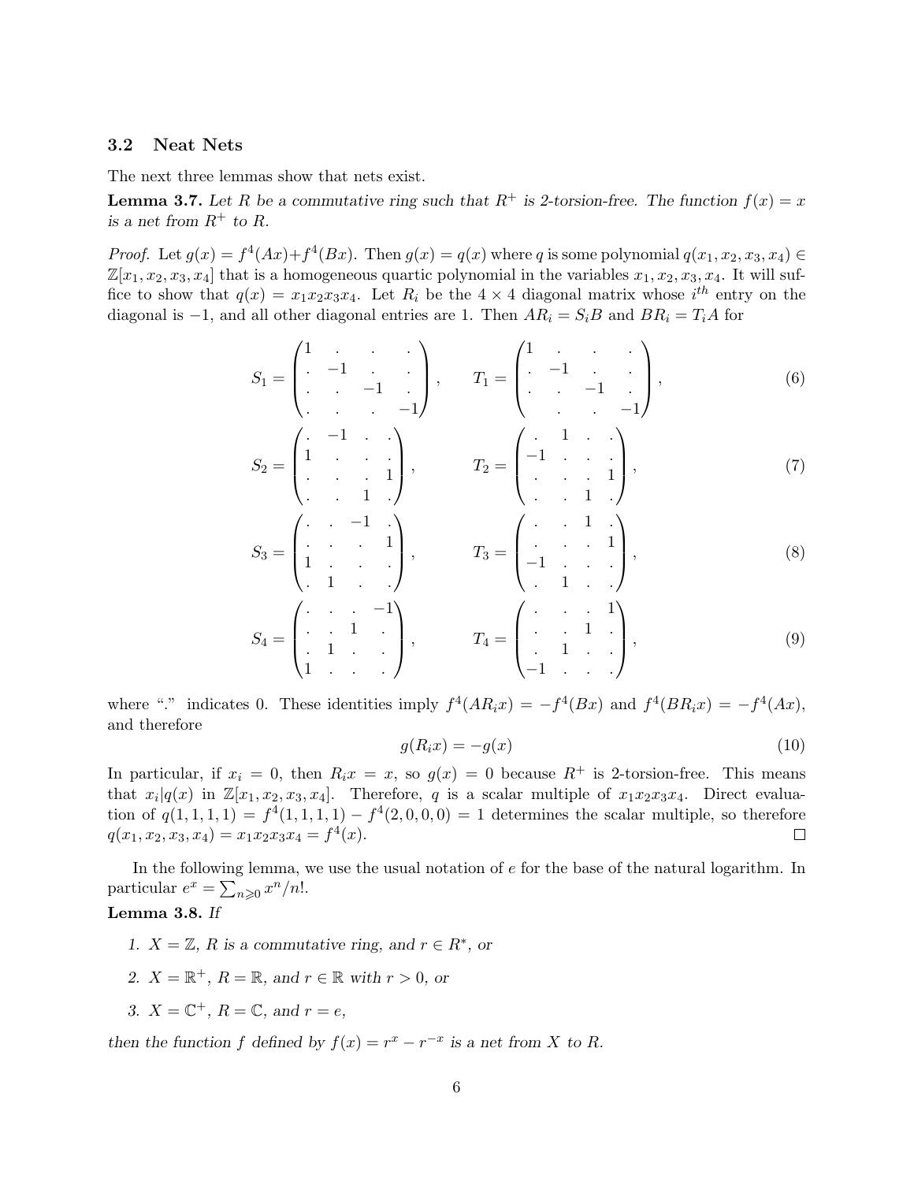### 3.2 Neat Nets

The next three lemmas show that nets exist.

**Lemma 3.7.** *Let $R$ be a commutative ring such that $R^+$ is 2-torsion-free. The function $f(x) = x$ is a net from $R^+$ to $R$.*

*Proof.* Let $g(x) = f^4(Ax) + f^4(Bx)$. Then $g(x) = q(x)$ where $q$ is some polynomial $q(x_1, x_2, x_3, x_4) \in \mathbb{Z}[x_1, x_2, x_3, x_4]$ that is a homogeneous quartic polynomial in the variables $x_1, x_2, x_3, x_4$. It will suffice to show that $q(x) = x_1x_2x_3x_4$. Let $R_i$ be the $4 \times 4$ diagonal matrix whose $i^{th}$ entry on the diagonal is $-1$, and all other diagonal entries are 1. Then $AR_i = S_iB$ and $BR_i = T_iA$ for

$$S_1 = \begin{pmatrix} 1 & . & . & . \\ . & -1 & . & . \\ . & . & -1 & . \\ . & . & . & -1 \end{pmatrix}, \qquad T_1 = \begin{pmatrix} 1 & . & . & . \\ . & -1 & . & . \\ . & . & -1 & . \\ & . & . & -1 \end{pmatrix}, \tag{6}$$

$$S_2 = \begin{pmatrix} . & -1 & . & . \\ 1 & . & . & . \\ . & . & . & 1 \\ . & . & 1 & . \end{pmatrix}, \qquad T_2 = \begin{pmatrix} . & 1 & . & . \\ -1 & . & . & . \\ . & . & . & 1 \\ . & . & 1 & . \end{pmatrix}, \tag{7}$$

$$S_3 = \begin{pmatrix} . & . & -1 & . \\ . & . & . & 1 \\ 1 & . & . & . \\ . & 1 & . & . \end{pmatrix}, \qquad T_3 = \begin{pmatrix} . & . & 1 & . \\ . & . & . & 1 \\ -1 & . & . & . \\ . & 1 & . & . \end{pmatrix}, \tag{8}$$

$$S_4 = \begin{pmatrix} . & . & . & -1 \\ . & . & 1 & . \\ . & 1 & . & . \\ 1 & . & . & . \end{pmatrix}, \qquad T_4 = \begin{pmatrix} . & . & . & 1 \\ . & . & 1 & . \\ . & 1 & . & . \\ -1 & . & . & . \end{pmatrix}, \tag{9}$$

where "." indicates 0. These identities imply $f^4(AR_ix) = -f^4(Bx)$ and $f^4(BR_ix) = -f^4(Ax)$, and therefore

$$g(R_ix) = -g(x) \tag{10}$$

In particular, if $x_i = 0$, then $R_ix = x$, so $g(x) = 0$ because $R^+$ is 2-torsion-free. This means that $x_i | q(x)$ in $\mathbb{Z}[x_1, x_2, x_3, x_4]$. Therefore, $q$ is a scalar multiple of $x_1x_2x_3x_4$. Direct evaluation of $q(1, 1, 1, 1) = f^4(1, 1, 1, 1) - f^4(2, 0, 0, 0) = 1$ determines the scalar multiple, so therefore $q(x_1, x_2, x_3, x_4) = x_1x_2x_3x_4 = f^4(x)$. □

In the following lemma, we use the usual notation of $e$ for the base of the natural logarithm. In particular $e^x = \sum_{n \geqslant 0} x^n/n!$.

**Lemma 3.8.** *If*

1. *$X = \mathbb{Z}$, $R$ is a commutative ring, and $r \in R^*$, or*
2. *$X = \mathbb{R}^+$, $R = \mathbb{R}$, and $r \in \mathbb{R}$ with $r > 0$, or*
3. *$X = \mathbb{C}^+$, $R = \mathbb{C}$, and $r = e$,*

*then the function $f$ defined by $f(x) = r^x - r^{-x}$ is a net from $X$ to $R$.*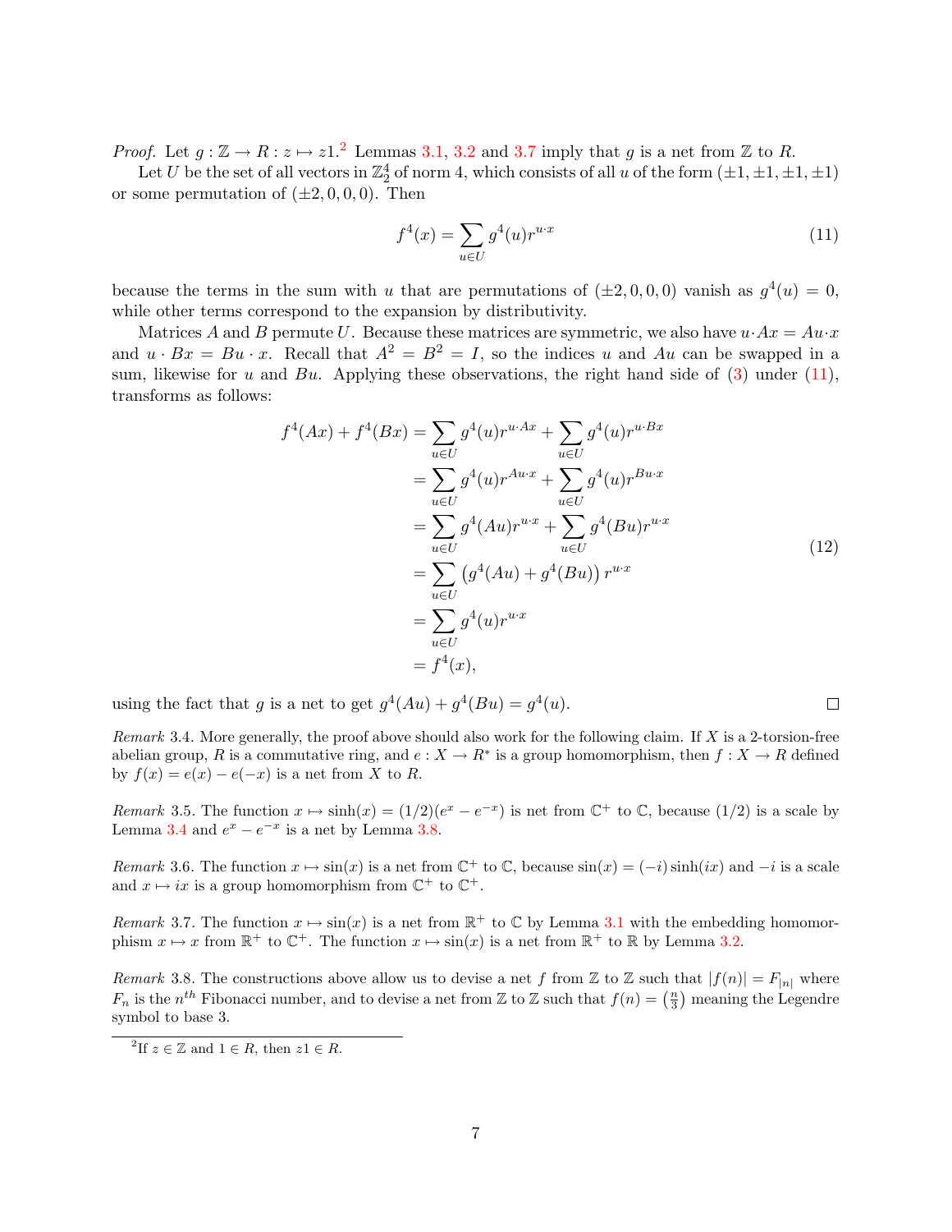*Proof.* Let $g : \mathbb{Z} \to R : z \mapsto z1$.[2] Lemmas 3.1, 3.2 and 3.7 imply that $g$ is a net from $\mathbb{Z}$ to $R$.

Let $U$ be the set of all vectors in $\mathbb{Z}_2^4$ of norm 4, which consists of all $u$ of the form $(\pm 1, \pm 1, \pm 1, \pm 1)$ or some permutation of $(\pm 2, 0, 0, 0)$. Then

$$f^4(x) = \sum_{u \in U} g^4(u) r^{u \cdot x} \tag{11}$$

because the terms in the sum with $u$ that are permutations of $(\pm 2, 0, 0, 0)$ vanish as $g^4(u) = 0$, while other terms correspond to the expansion by distributivity.

Matrices $A$ and $B$ permute $U$. Because these matrices are symmetric, we also have $u \cdot Ax = Au \cdot x$ and $u \cdot Bx = Bu \cdot x$. Recall that $A^2 = B^2 = I$, so the indices $u$ and $Au$ can be swapped in a sum, likewise for $u$ and $Bu$. Applying these observations, the right hand side of (3) under (11), transforms as follows:

$$\begin{aligned}
f^4(Ax) + f^4(Bx) &= \sum_{u \in U} g^4(u) r^{u \cdot Ax} + \sum_{u \in U} g^4(u) r^{u \cdot Bx} \\
&= \sum_{u \in U} g^4(u) r^{Au \cdot x} + \sum_{u \in U} g^4(u) r^{Bu \cdot x} \\
&= \sum_{u \in U} g^4(Au) r^{u \cdot x} + \sum_{u \in U} g^4(Bu) r^{u \cdot x} \\
&= \sum_{u \in U} \left( g^4(Au) + g^4(Bu) \right) r^{u \cdot x} \\
&= \sum_{u \in U} g^4(u) r^{u \cdot x} \\
&= f^4(x),
\end{aligned} \tag{12}$$

using the fact that $g$ is a net to get $g^4(Au) + g^4(Bu) = g^4(u)$. $\square$

*Remark* 3.4. More generally, the proof above should also work for the following claim. If $X$ is a 2-torsion-free abelian group, $R$ is a commutative ring, and $e : X \to R^*$ is a group homomorphism, then $f : X \to R$ defined by $f(x) = e(x) - e(-x)$ is a net from $X$ to $R$.

*Remark* 3.5. The function $x \mapsto \sinh(x) = (1/2)(e^x - e^{-x})$ is net from $\mathbb{C}^+$ to $\mathbb{C}$, because $(1/2)$ is a scale by Lemma 3.4 and $e^x - e^{-x}$ is a net by Lemma 3.8.

*Remark* 3.6. The function $x \mapsto \sin(x)$ is a net from $\mathbb{C}^+$ to $\mathbb{C}$, because $\sin(x) = (-i)\sinh(ix)$ and $-i$ is a scale and $x \mapsto ix$ is a group homomorphism from $\mathbb{C}^+$ to $\mathbb{C}^+$.

*Remark* 3.7. The function $x \mapsto \sin(x)$ is a net from $\mathbb{R}^+$ to $\mathbb{C}$ by Lemma 3.1 with the embedding homomorphism $x \mapsto x$ from $\mathbb{R}^+$ to $\mathbb{C}^+$. The function $x \mapsto \sin(x)$ is a net from $\mathbb{R}^+$ to $\mathbb{R}$ by Lemma 3.2.

*Remark* 3.8. The constructions above allow us to devise a net $f$ from $\mathbb{Z}$ to $\mathbb{Z}$ such that $|f(n)| = F_{|n|}$ where $F_n$ is the $n^{th}$ Fibonacci number, and to devise a net from $\mathbb{Z}$ to $\mathbb{Z}$ such that $f(n) = \left(\frac{n}{3}\right)$ meaning the Legendre symbol to base 3.

[2] If $z \in \mathbb{Z}$ and $1 \in R$, then $z1 \in R$.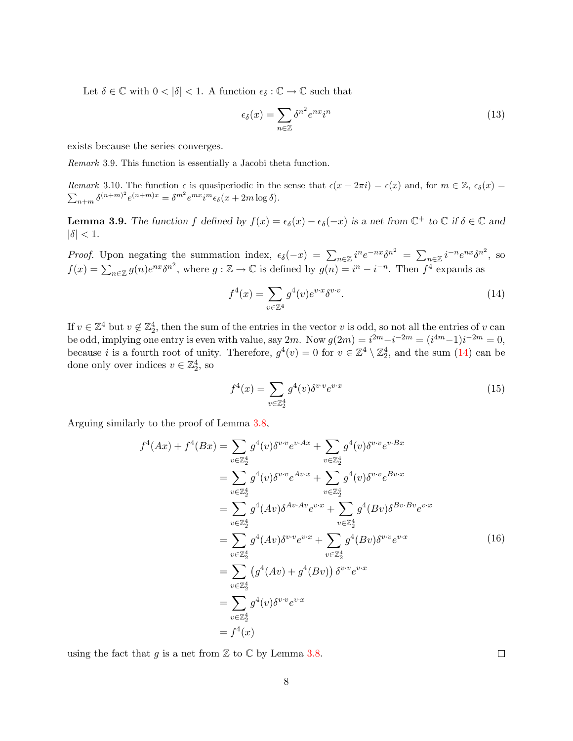Let $\delta \in \mathbb{C}$ with $0 < |\delta| < 1$. A function $\epsilon_\delta : \mathbb{C} \to \mathbb{C}$ such that

$$\epsilon_\delta(x) = \sum_{n \in \mathbb{Z}} \delta^{n^2} e^{nx} i^n \tag{13}$$

exists because the series converges.

*Remark* 3.9. This function is essentially a Jacobi theta function.

*Remark* 3.10. The function $\epsilon$ is quasiperiodic in the sense that $\epsilon(x + 2\pi i) = \epsilon(x)$ and, for $m \in \mathbb{Z}$, $\epsilon_\delta(x) = \sum_{n+m} \delta^{(n+m)^2} e^{(n+m)x} = \delta^{m^2} e^{mx} i^m \epsilon_\delta(x + 2m \log \delta)$.

**Lemma 3.9.** *The function $f$ defined by $f(x) = \epsilon_\delta(x) - \epsilon_\delta(-x)$ is a net from $\mathbb{C}^+$ to $\mathbb{C}$ if $\delta \in \mathbb{C}$ and $|\delta| < 1$.*

*Proof.* Upon negating the summation index, $\epsilon_\delta(-x) = \sum_{n \in \mathbb{Z}} i^n e^{-nx} \delta^{n^2} = \sum_{n \in \mathbb{Z}} i^{-n} e^{nx} \delta^{n^2}$, so $f(x) = \sum_{n \in \mathbb{Z}} g(n) e^{nx} \delta^{n^2}$, where $g : \mathbb{Z} \to \mathbb{C}$ is defined by $g(n) = i^n - i^{-n}$. Then $f^4$ expands as

$$f^4(x) = \sum_{v \in \mathbb{Z}^4} g^4(v) e^{v \cdot x} \delta^{v \cdot v}. \tag{14}$$

If $v \in \mathbb{Z}^4$ but $v \notin \mathbb{Z}_2^4$, then the sum of the entries in the vector $v$ is odd, so not all the entries of $v$ can be odd, implying one entry is even with value, say $2m$. Now $g(2m) = i^{2m} - i^{-2m} = (i^{4m} - 1) i^{-2m} = 0$, because $i$ is a fourth root of unity. Therefore, $g^4(v) = 0$ for $v \in \mathbb{Z}^4 \setminus \mathbb{Z}_2^4$, and the sum (14) can be done only over indices $v \in \mathbb{Z}_2^4$, so

$$f^4(x) = \sum_{v \in \mathbb{Z}_2^4} g^4(v) \delta^{v \cdot v} e^{v \cdot x} \tag{15}$$

Arguing similarly to the proof of Lemma 3.8,

$$\begin{aligned}
f^4(Ax) + f^4(Bx) &= \sum_{v \in \mathbb{Z}_2^4} g^4(v) \delta^{v \cdot v} e^{v \cdot Ax} + \sum_{v \in \mathbb{Z}_2^4} g^4(v) \delta^{v \cdot v} e^{v \cdot Bx} \\
&= \sum_{v \in \mathbb{Z}_2^4} g^4(v) \delta^{v \cdot v} e^{Av \cdot x} + \sum_{v \in \mathbb{Z}_2^4} g^4(v) \delta^{v \cdot v} e^{Bv \cdot x} \\
&= \sum_{v \in \mathbb{Z}_2^4} g^4(Av) \delta^{Av \cdot Av} e^{v \cdot x} + \sum_{v \in \mathbb{Z}_2^4} g^4(Bv) \delta^{Bv \cdot Bv} e^{v \cdot x} \\
&= \sum_{v \in \mathbb{Z}_2^4} g^4(Av) \delta^{v \cdot v} e^{v \cdot x} + \sum_{v \in \mathbb{Z}_2^4} g^4(Bv) \delta^{v \cdot v} e^{v \cdot x} \\
&= \sum_{v \in \mathbb{Z}_2^4} \left( g^4(Av) + g^4(Bv) \right) \delta^{v \cdot v} e^{v \cdot x} \\
&= \sum_{v \in \mathbb{Z}_2^4} g^4(v) \delta^{v \cdot v} e^{v \cdot x} \\
&= f^4(x)
\end{aligned} \tag{16}$$

using the fact that $g$ is a net from $\mathbb{Z}$ to $\mathbb{C}$ by Lemma 3.8. $\square$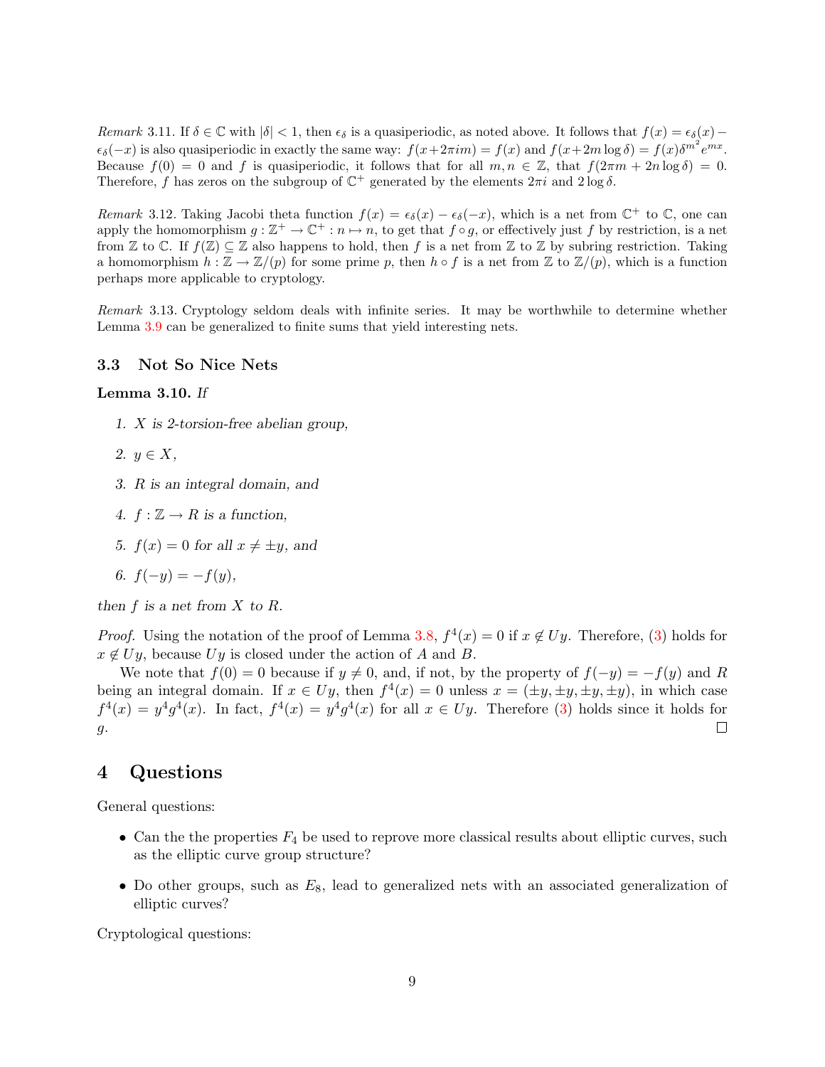*Remark* 3.11. If $\delta \in \mathbb{C}$ with $|\delta| < 1$, then $\epsilon_\delta$ is a quasiperiodic, as noted above. It follows that $f(x) = \epsilon_\delta(x) - \epsilon_\delta(-x)$ is also quasiperiodic in exactly the same way: $f(x+2\pi i m) = f(x)$ and $f(x+2m\log\delta) = f(x)\delta^{m^2}e^{mx}$. Because $f(0) = 0$ and $f$ is quasiperiodic, it follows that for all $m, n \in \mathbb{Z}$, that $f(2\pi m + 2n\log\delta) = 0$. Therefore, $f$ has zeros on the subgroup of $\mathbb{C}^+$ generated by the elements $2\pi i$ and $2\log\delta$.

*Remark* 3.12. Taking Jacobi theta function $f(x) = \epsilon_\delta(x) - \epsilon_\delta(-x)$, which is a net from $\mathbb{C}^+$ to $\mathbb{C}$, one can apply the homomorphism $g : \mathbb{Z}^+ \to \mathbb{C}^+ : n \mapsto n$, to get that $f \circ g$, or effectively just $f$ by restriction, is a net from $\mathbb{Z}$ to $\mathbb{C}$. If $f(\mathbb{Z}) \subseteq \mathbb{Z}$ also happens to hold, then $f$ is a net from $\mathbb{Z}$ to $\mathbb{Z}$ by subring restriction. Taking a homomorphism $h : \mathbb{Z} \to \mathbb{Z}/(p)$ for some prime $p$, then $h \circ f$ is a net from $\mathbb{Z}$ to $\mathbb{Z}/(p)$, which is a function perhaps more applicable to cryptology.

*Remark* 3.13. Cryptology seldom deals with infinite series. It may be worthwhile to determine whether Lemma 3.9 can be generalized to finite sums that yield interesting nets.

### 3.3 Not So Nice Nets

**Lemma 3.10.** *If*

1. *$X$ is 2-torsion-free abelian group,*
2. *$y \in X$,*
3. *$R$ is an integral domain, and*
4. *$f : \mathbb{Z} \to R$ is a function,*
5. *$f(x) = 0$ for all $x \neq \pm y$, and*
6. *$f(-y) = -f(y)$,*

*then $f$ is a net from $X$ to $R$.*

*Proof.* Using the notation of the proof of Lemma 3.8, $f^4(x) = 0$ if $x \notin Uy$. Therefore, (3) holds for $x \notin Uy$, because $Uy$ is closed under the action of $A$ and $B$.

We note that $f(0) = 0$ because if $y \neq 0$, and, if not, by the property of $f(-y) = -f(y)$ and $R$ being an integral domain. If $x \in Uy$, then $f^4(x) = 0$ unless $x = (\pm y, \pm y, \pm y, \pm y)$, in which case $f^4(x) = y^4 g^4(x)$. In fact, $f^4(x) = y^4 g^4(x)$ for all $x \in Uy$. Therefore (3) holds since it holds for $g$. ☐

## 4 Questions

General questions:

- Can the the properties $F_4$ be used to reprove more classical results about elliptic curves, such as the elliptic curve group structure?
- Do other groups, such as $E_8$, lead to generalized nets with an associated generalization of elliptic curves?

Cryptological questions: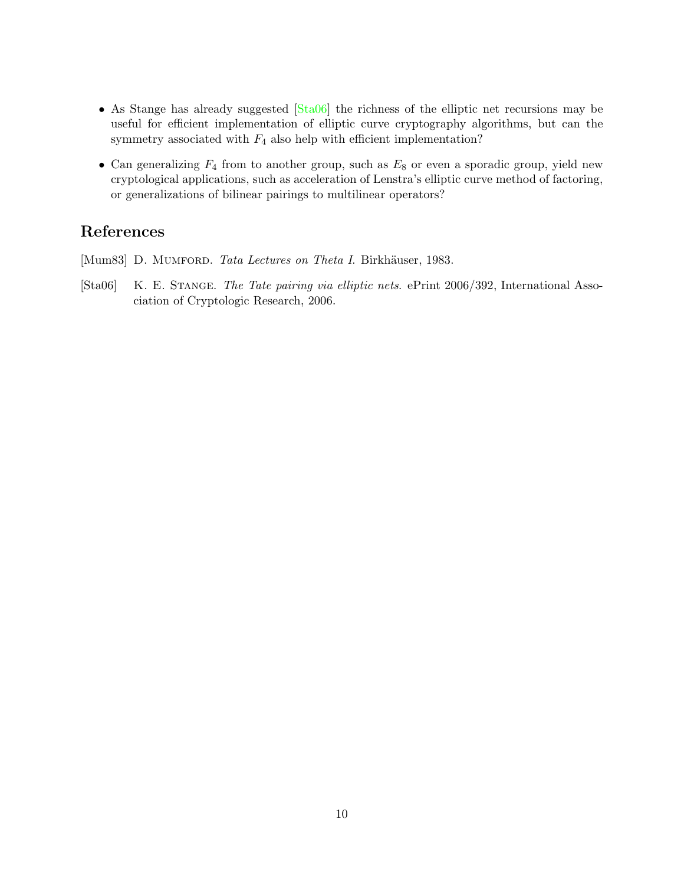- As Stange has already suggested [Sta06] the richness of the elliptic net recursions may be useful for efficient implementation of elliptic curve cryptography algorithms, but can the symmetry associated with $F_4$ also help with efficient implementation?

- Can generalizing $F_4$ from to another group, such as $E_8$ or even a sporadic group, yield new cryptological applications, such as acceleration of Lenstra's elliptic curve method of factoring, or generalizations of bilinear pairings to multilinear operators?

## References

[Mum83] D. Mumford. *Tata Lectures on Theta I*. Birkhäuser, 1983.

[Sta06] K. E. Stange. *The Tate pairing via elliptic nets*. ePrint 2006/392, International Association of Cryptologic Research, 2006.